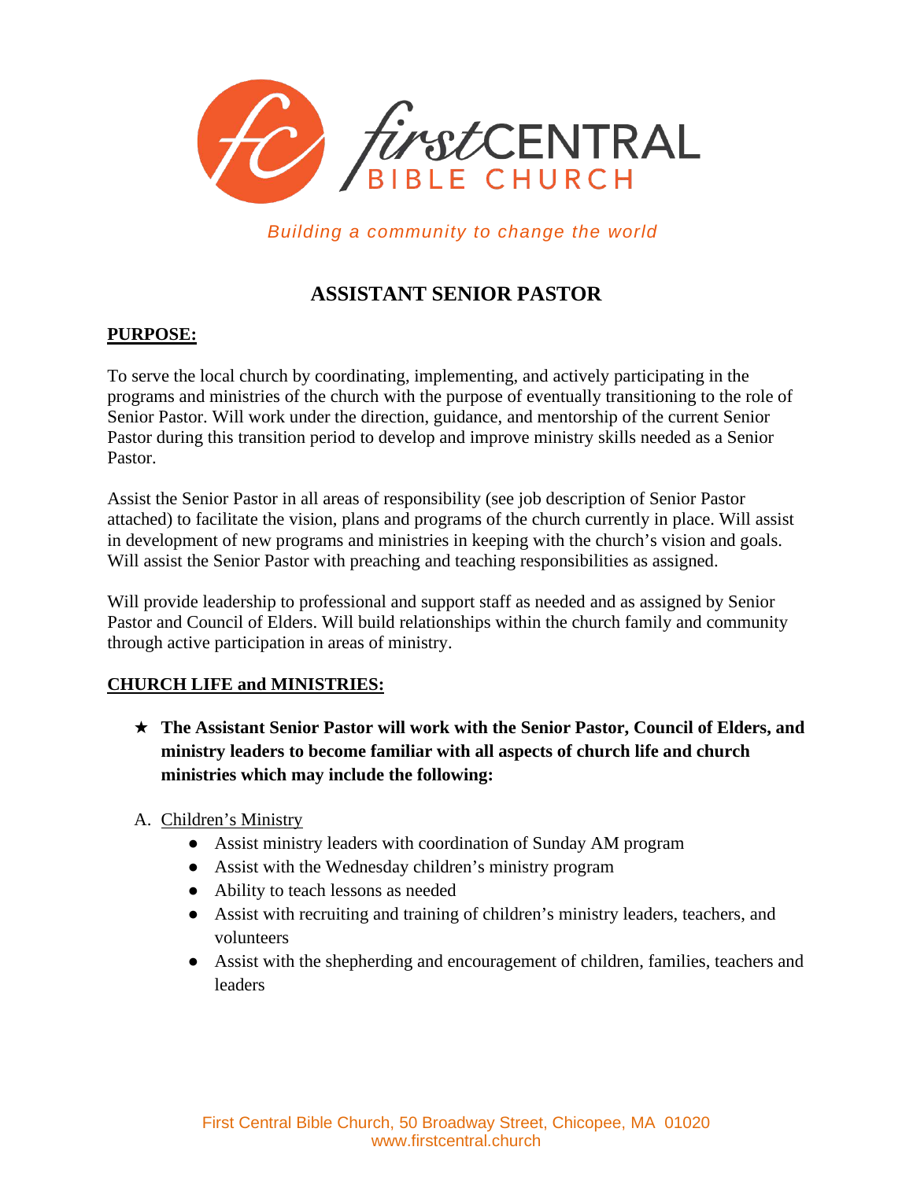# firstCENTRAL BIBLE CHURCH

*Building a community to change the world*

## ASSISTANT SENIOR PASTOR

**PURPOSE:**

To serve the local church by coordinating, implementing, and actively participating in the programs and ministries of the church with the purpose of eventually transitioning to the role of Senior Pastor. Will work under the direction, guidance, and mentorship of the current Senior Pastor during this transition period to develop and improve ministry skills needed as a Senior Pastor.

Assist the Senior Pastor in all areas of responsibility (see job description of Senior Pastor attached) to facilitate the vision, plans and programs of the church currently in place. Will assist in development of new programs and ministries in keeping with the church's vision and goals. Will assist the Senior Pastor with preaching and teaching responsibilities as assigned.

Will provide leadership to professional and support staff as needed and as assigned by Senior Pastor and Council of Elders. Will build relationships within the church family and community through active participation in areas of ministry.

**CHURCH LIFE and MINISTRIES:**

★ **The Assistant Senior Pastor will work with the Senior Pastor, Council of Elders, and ministry leaders to become familiar with all aspects of church life and church ministries which may include the following:**

A. Children's Ministry
- Assist ministry leaders with coordination of Sunday AM program
- Assist with the Wednesday children's ministry program
- Ability to teach lessons as needed
- Assist with recruiting and training of children's ministry leaders, teachers, and volunteers
- Assist with the shepherding and encouragement of children, families, teachers and leaders

First Central Bible Church, 50 Broadway Street, Chicopee, MA 01020
www.firstcentral.church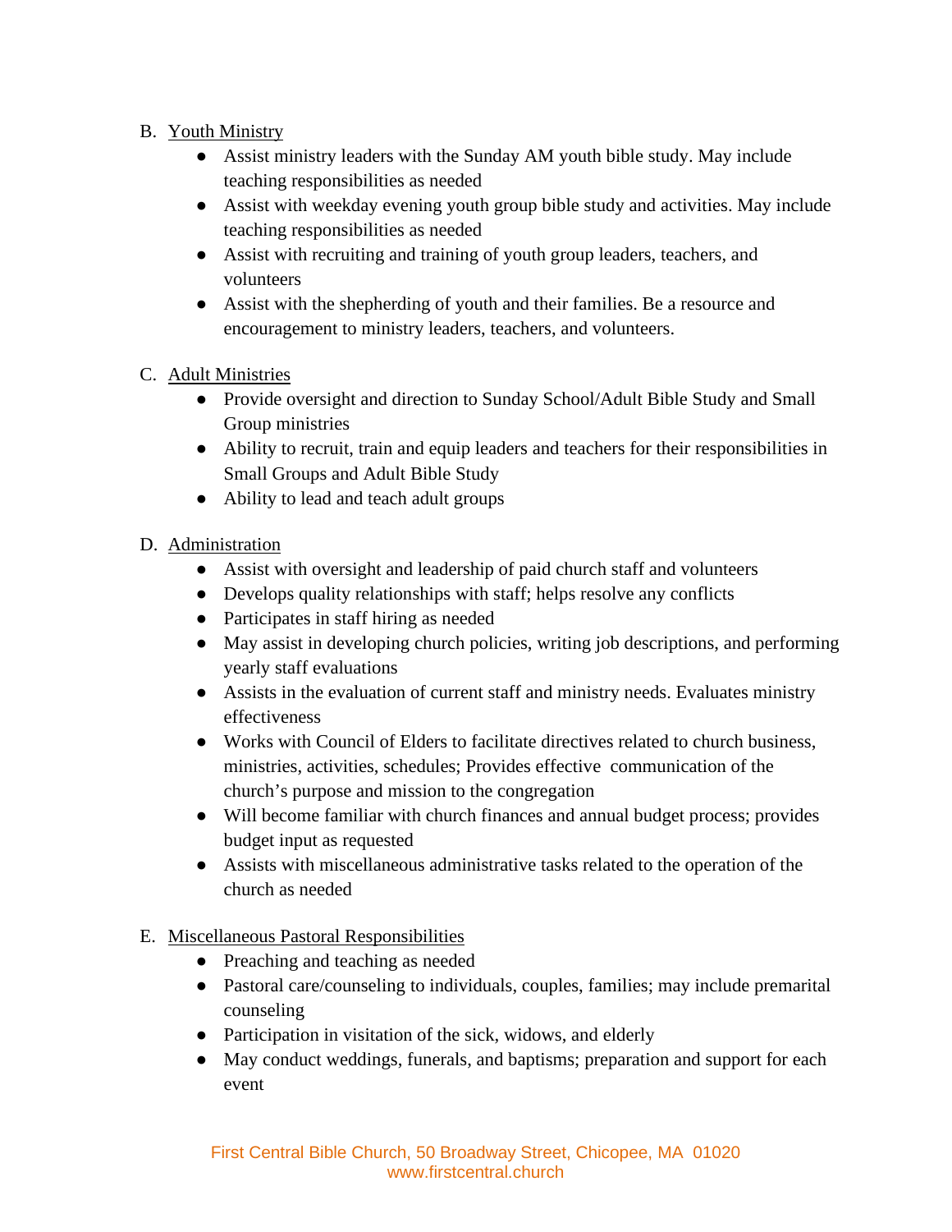B. Youth Ministry
   - Assist ministry leaders with the Sunday AM youth bible study. May include teaching responsibilities as needed
   - Assist with weekday evening youth group bible study and activities. May include teaching responsibilities as needed
   - Assist with recruiting and training of youth group leaders, teachers, and volunteers
   - Assist with the shepherding of youth and their families. Be a resource and encouragement to ministry leaders, teachers, and volunteers.

C. Adult Ministries
   - Provide oversight and direction to Sunday School/Adult Bible Study and Small Group ministries
   - Ability to recruit, train and equip leaders and teachers for their responsibilities in Small Groups and Adult Bible Study
   - Ability to lead and teach adult groups

D. Administration
   - Assist with oversight and leadership of paid church staff and volunteers
   - Develops quality relationships with staff; helps resolve any conflicts
   - Participates in staff hiring as needed
   - May assist in developing church policies, writing job descriptions, and performing yearly staff evaluations
   - Assists in the evaluation of current staff and ministry needs. Evaluates ministry effectiveness
   - Works with Council of Elders to facilitate directives related to church business, ministries, activities, schedules; Provides effective communication of the church's purpose and mission to the congregation
   - Will become familiar with church finances and annual budget process; provides budget input as requested
   - Assists with miscellaneous administrative tasks related to the operation of the church as needed

E. Miscellaneous Pastoral Responsibilities
   - Preaching and teaching as needed
   - Pastoral care/counseling to individuals, couples, families; may include premarital counseling
   - Participation in visitation of the sick, widows, and elderly
   - May conduct weddings, funerals, and baptisms; preparation and support for each event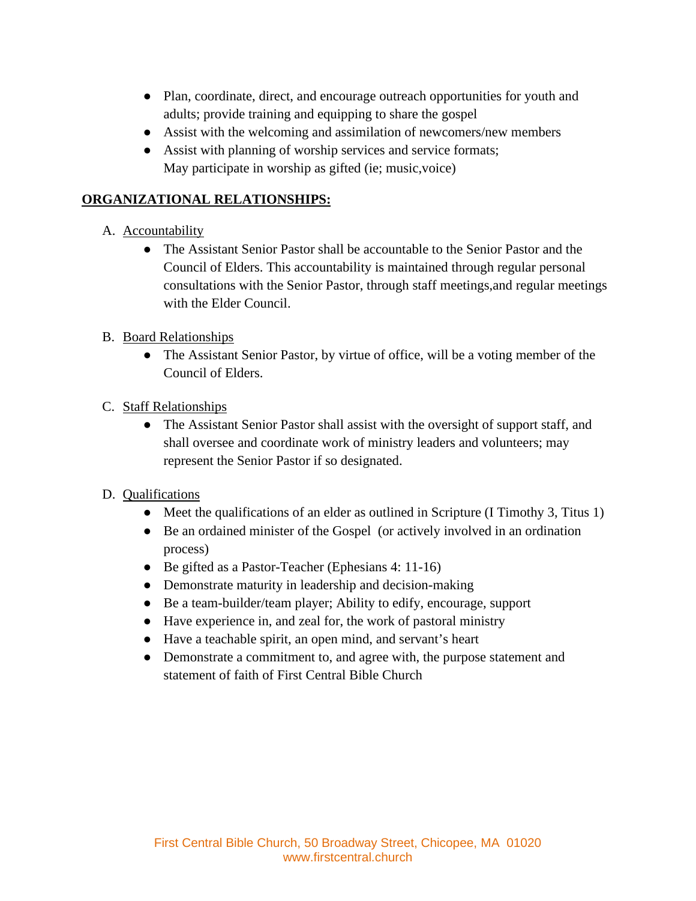- Plan, coordinate, direct, and encourage outreach opportunities for youth and adults; provide training and equipping to share the gospel
- Assist with the welcoming and assimilation of newcomers/new members
- Assist with planning of worship services and service formats; May participate in worship as gifted (ie; music,voice)

## ORGANIZATIONAL RELATIONSHIPS:

A. Accountability
   - The Assistant Senior Pastor shall be accountable to the Senior Pastor and the Council of Elders. This accountability is maintained through regular personal consultations with the Senior Pastor, through staff meetings,and regular meetings with the Elder Council.

B. Board Relationships
   - The Assistant Senior Pastor, by virtue of office, will be a voting member of the Council of Elders.

C. Staff Relationships
   - The Assistant Senior Pastor shall assist with the oversight of support staff, and shall oversee and coordinate work of ministry leaders and volunteers; may represent the Senior Pastor if so designated.

D. Qualifications
   - Meet the qualifications of an elder as outlined in Scripture (I Timothy 3, Titus 1)
   - Be an ordained minister of the Gospel (or actively involved in an ordination process)
   - Be gifted as a Pastor-Teacher (Ephesians 4: 11-16)
   - Demonstrate maturity in leadership and decision-making
   - Be a team-builder/team player; Ability to edify, encourage, support
   - Have experience in, and zeal for, the work of pastoral ministry
   - Have a teachable spirit, an open mind, and servant's heart
   - Demonstrate a commitment to, and agree with, the purpose statement and statement of faith of First Central Bible Church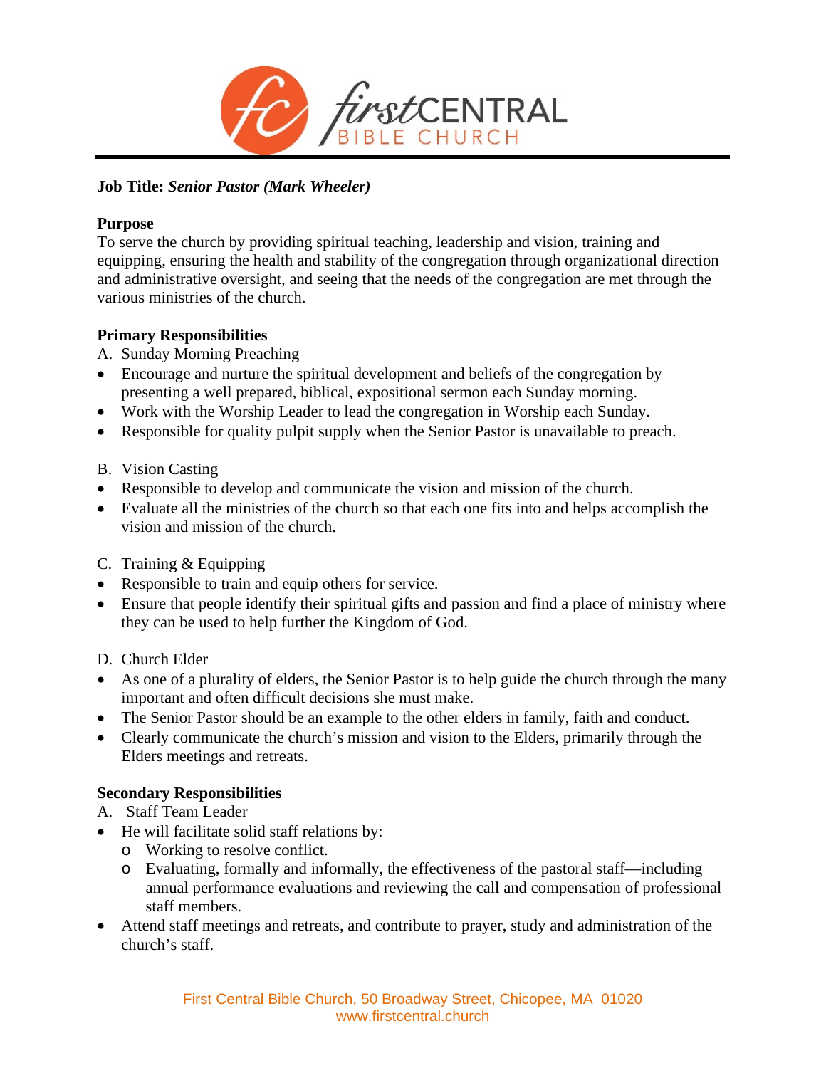**Job Title:** ***Senior Pastor (Mark Wheeler)***

**Purpose**
To serve the church by providing spiritual teaching, leadership and vision, training and equipping, ensuring the health and stability of the congregation through organizational direction and administrative oversight, and seeing that the needs of the congregation are met through the various ministries of the church.

**Primary Responsibilities**

A. Sunday Morning Preaching

- Encourage and nurture the spiritual development and beliefs of the congregation by presenting a well prepared, biblical, expositional sermon each Sunday morning.
- Work with the Worship Leader to lead the congregation in Worship each Sunday.
- Responsible for quality pulpit supply when the Senior Pastor is unavailable to preach.

B. Vision Casting

- Responsible to develop and communicate the vision and mission of the church.
- Evaluate all the ministries of the church so that each one fits into and helps accomplish the vision and mission of the church.

C. Training & Equipping

- Responsible to train and equip others for service.
- Ensure that people identify their spiritual gifts and passion and find a place of ministry where they can be used to help further the Kingdom of God.

D. Church Elder

- As one of a plurality of elders, the Senior Pastor is to help guide the church through the many important and often difficult decisions she must make.
- The Senior Pastor should be an example to the other elders in family, faith and conduct.
- Clearly communicate the church's mission and vision to the Elders, primarily through the Elders meetings and retreats.

**Secondary Responsibilities**

A. Staff Team Leader

- He will facilitate solid staff relations by:
  - Working to resolve conflict.
  - Evaluating, formally and informally, the effectiveness of the pastoral staff—including annual performance evaluations and reviewing the call and compensation of professional staff members.
- Attend staff meetings and retreats, and contribute to prayer, study and administration of the church's staff.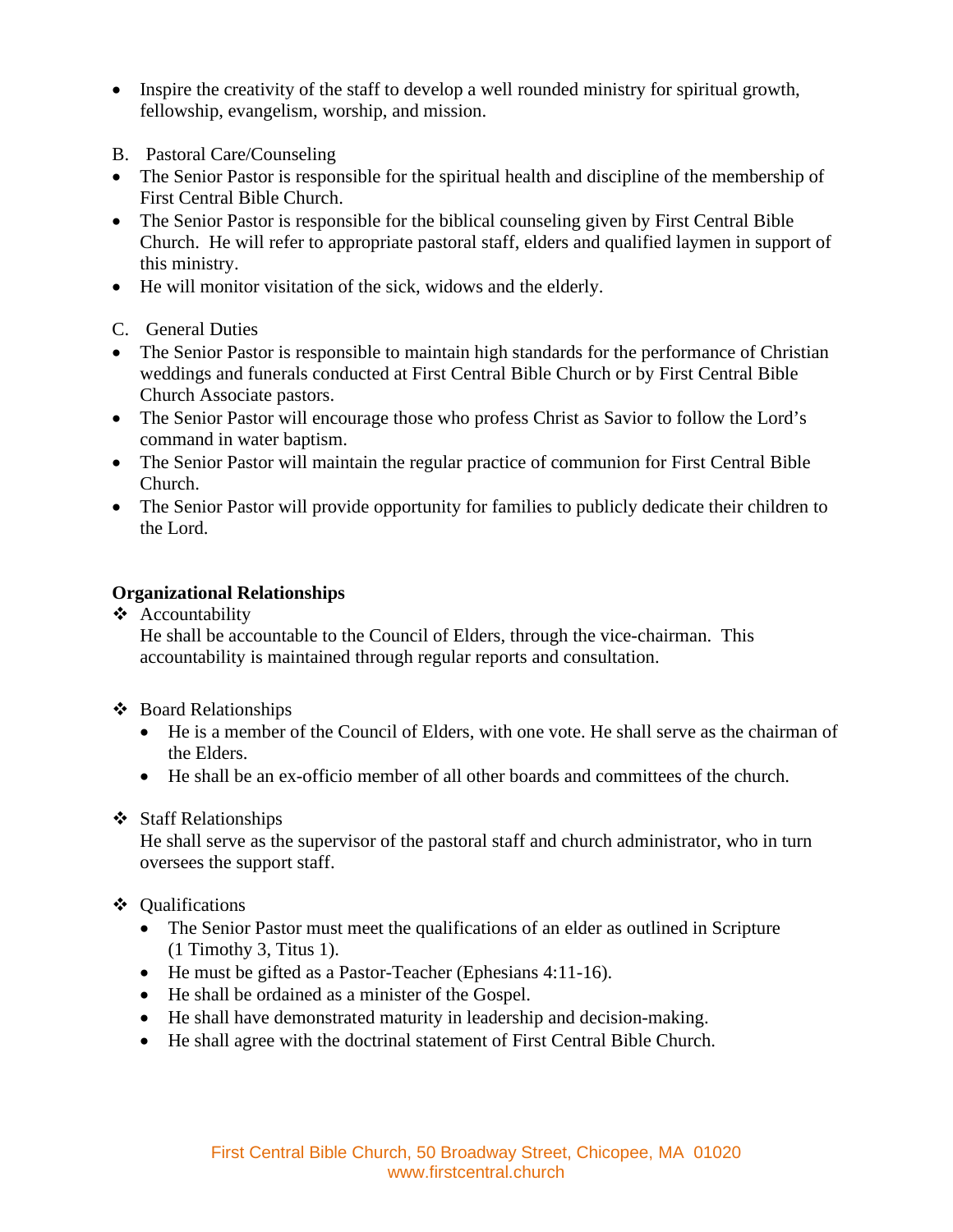- Inspire the creativity of the staff to develop a well rounded ministry for spiritual growth, fellowship, evangelism, worship, and mission.

B. Pastoral Care/Counseling

- The Senior Pastor is responsible for the spiritual health and discipline of the membership of First Central Bible Church.
- The Senior Pastor is responsible for the biblical counseling given by First Central Bible Church. He will refer to appropriate pastoral staff, elders and qualified laymen in support of this ministry.
- He will monitor visitation of the sick, widows and the elderly.

C. General Duties

- The Senior Pastor is responsible to maintain high standards for the performance of Christian weddings and funerals conducted at First Central Bible Church or by First Central Bible Church Associate pastors.
- The Senior Pastor will encourage those who profess Christ as Savior to follow the Lord's command in water baptism.
- The Senior Pastor will maintain the regular practice of communion for First Central Bible Church.
- The Senior Pastor will provide opportunity for families to publicly dedicate their children to the Lord.

**Organizational Relationships**

❖ Accountability

He shall be accountable to the Council of Elders, through the vice-chairman. This accountability is maintained through regular reports and consultation.

❖ Board Relationships

- He is a member of the Council of Elders, with one vote. He shall serve as the chairman of the Elders.
- He shall be an ex-officio member of all other boards and committees of the church.

❖ Staff Relationships

He shall serve as the supervisor of the pastoral staff and church administrator, who in turn oversees the support staff.

❖ Qualifications

- The Senior Pastor must meet the qualifications of an elder as outlined in Scripture (1 Timothy 3, Titus 1).
- He must be gifted as a Pastor-Teacher (Ephesians 4:11-16).
- He shall be ordained as a minister of the Gospel.
- He shall have demonstrated maturity in leadership and decision-making.
- He shall agree with the doctrinal statement of First Central Bible Church.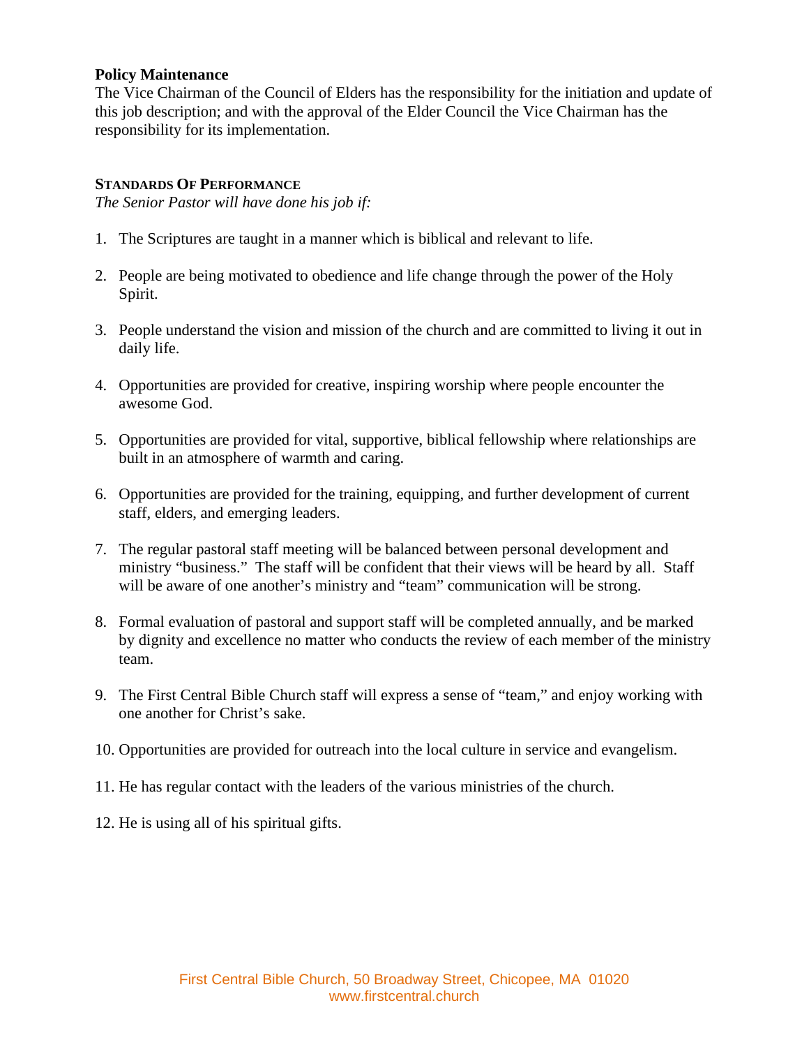**Policy Maintenance**
The Vice Chairman of the Council of Elders has the responsibility for the initiation and update of this job description; and with the approval of the Elder Council the Vice Chairman has the responsibility for its implementation.

**STANDARDS OF PERFORMANCE**
*The Senior Pastor will have done his job if:*

1. The Scriptures are taught in a manner which is biblical and relevant to life.

2. People are being motivated to obedience and life change through the power of the Holy Spirit.

3. People understand the vision and mission of the church and are committed to living it out in daily life.

4. Opportunities are provided for creative, inspiring worship where people encounter the awesome God.

5. Opportunities are provided for vital, supportive, biblical fellowship where relationships are built in an atmosphere of warmth and caring.

6. Opportunities are provided for the training, equipping, and further development of current staff, elders, and emerging leaders.

7. The regular pastoral staff meeting will be balanced between personal development and ministry "business." The staff will be confident that their views will be heard by all. Staff will be aware of one another's ministry and "team" communication will be strong.

8. Formal evaluation of pastoral and support staff will be completed annually, and be marked by dignity and excellence no matter who conducts the review of each member of the ministry team.

9. The First Central Bible Church staff will express a sense of "team," and enjoy working with one another for Christ's sake.

10. Opportunities are provided for outreach into the local culture in service and evangelism.

11. He has regular contact with the leaders of the various ministries of the church.

12. He is using all of his spiritual gifts.